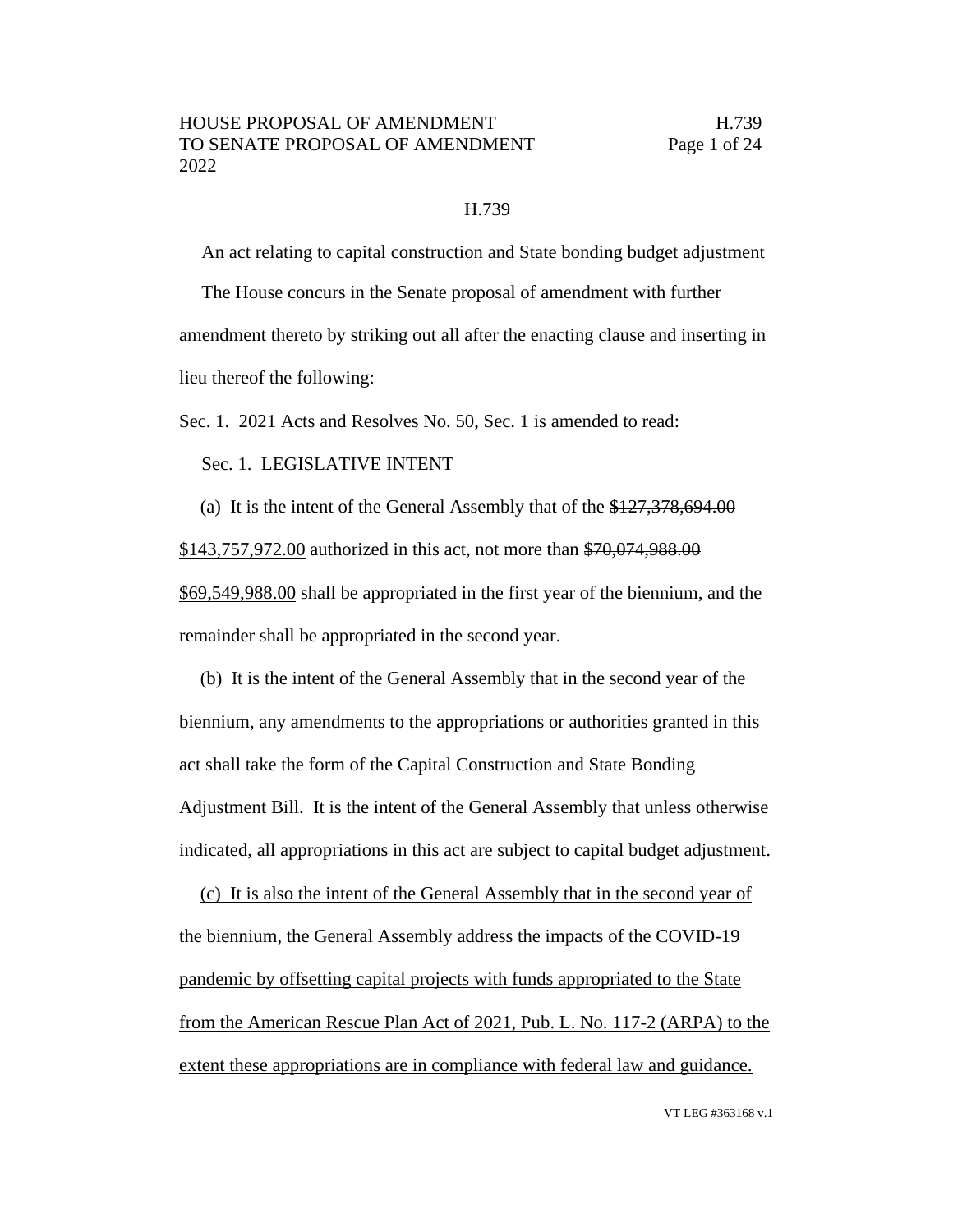H.739

An act relating to capital construction and State bonding budget adjustment

The House concurs in the Senate proposal of amendment with further amendment thereto by striking out all after the enacting clause and inserting in lieu thereof the following:

Sec. 1. 2021 Acts and Resolves No. 50, Sec. 1 is amended to read:

Sec. 1. LEGISLATIVE INTENT

(a) It is the intent of the General Assembly that of the ~~$127,378,694.00~~ <u>$143,757,972.00</u> authorized in this act, not more than ~~$70,074,988.00~~ <u>$69,549,988.00</u> shall be appropriated in the first year of the biennium, and the remainder shall be appropriated in the second year.

(b) It is the intent of the General Assembly that in the second year of the biennium, any amendments to the appropriations or authorities granted in this act shall take the form of the Capital Construction and State Bonding Adjustment Bill. It is the intent of the General Assembly that unless otherwise indicated, all appropriations in this act are subject to capital budget adjustment.

<u>(c) It is also the intent of the General Assembly that in the second year of the biennium, the General Assembly address the impacts of the COVID-19 pandemic by offsetting capital projects with funds appropriated to the State from the American Rescue Plan Act of 2021, Pub. L. No. 117-2 (ARPA) to the extent these appropriations are in compliance with federal law and guidance.</u>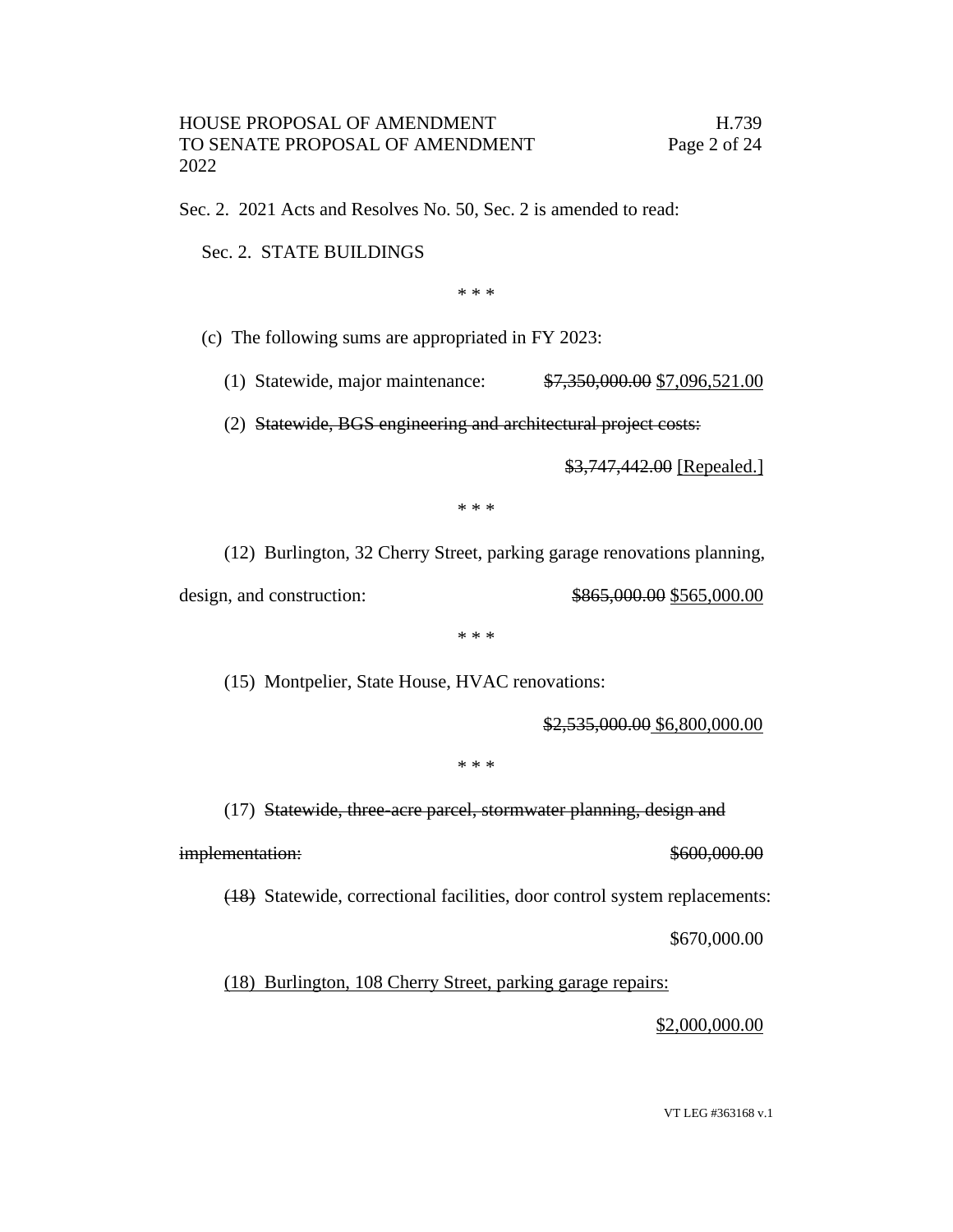Sec. 2. 2021 Acts and Resolves No. 50, Sec. 2 is amended to read:

Sec. 2. STATE BUILDINGS

\* \* \*

(c) The following sums are appropriated in FY 2023:

(1) Statewide, major maintenance: ~~$7,350,000.00~~ <u>$7,096,521.00</u>

(2) ~~Statewide, BGS engineering and architectural project costs:~~

~~$3,747,442.00~~ <u>[Repealed.]</u>

\* \* \*

(12) Burlington, 32 Cherry Street, parking garage renovations planning, design, and construction: ~~$865,000.00~~ <u>$565,000.00</u>

\* \* \*

(15) Montpelier, State House, HVAC renovations:

~~$2,535,000.00~~ <u>$6,800,000.00</u>

\* \* \*

(17) ~~Statewide, three-acre parcel, stormwater planning, design and implementation: $600,000.00~~

~~(18)~~ Statewide, correctional facilities, door control system replacements:

$670,000.00

<u>(18) Burlington, 108 Cherry Street, parking garage repairs:</u>

<u>$2,000,000.00</u>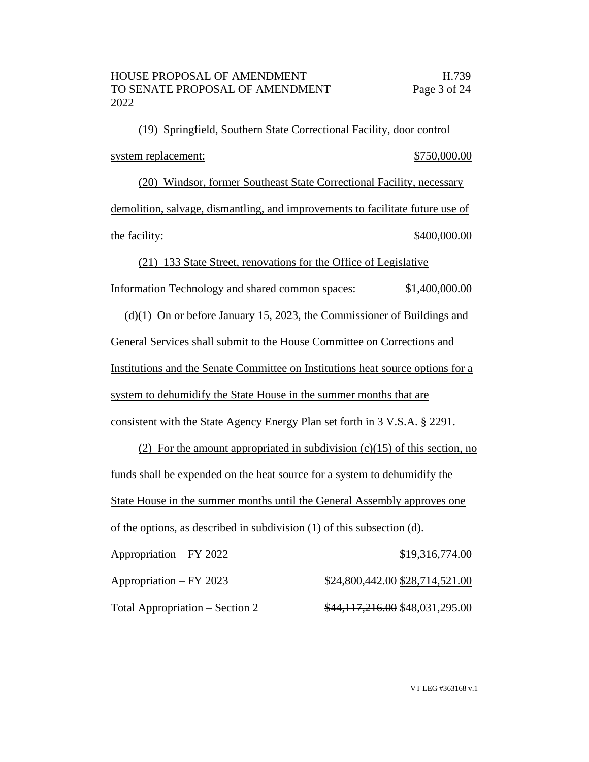(19) Springfield, Southern State Correctional Facility, door control system replacement: $750,000.00

(20) Windsor, former Southeast State Correctional Facility, necessary demolition, salvage, dismantling, and improvements to facilitate future use of the facility: $400,000.00

(21) 133 State Street, renovations for the Office of Legislative Information Technology and shared common spaces: $1,400,000.00

(d)(1) On or before January 15, 2023, the Commissioner of Buildings and General Services shall submit to the House Committee on Corrections and Institutions and the Senate Committee on Institutions heat source options for a system to dehumidify the State House in the summer months that are consistent with the State Agency Energy Plan set forth in 3 V.S.A. § 2291.

(2) For the amount appropriated in subdivision (c)(15) of this section, no funds shall be expended on the heat source for a system to dehumidify the State House in the summer months until the General Assembly approves one of the options, as described in subdivision (1) of this subsection (d).

| | |
|---|---|
| Appropriation – FY 2022 | $19,316,774.00 |
| Appropriation – FY 2023 | ~~$24,800,442.00~~ $28,714,521.00 |
| Total Appropriation – Section 2 | ~~$44,117,216.00~~ $48,031,295.00 |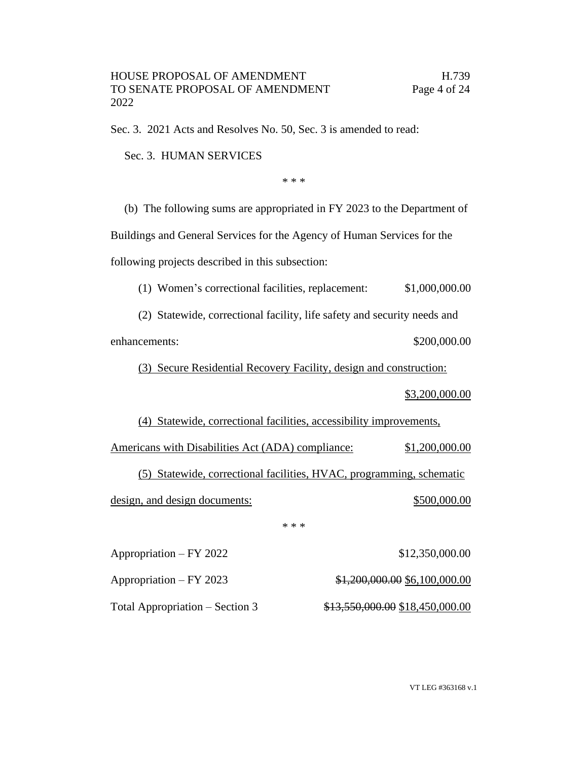Sec. 3. 2021 Acts and Resolves No. 50, Sec. 3 is amended to read:

Sec. 3. HUMAN SERVICES

\* \* \*

(b) The following sums are appropriated in FY 2023 to the Department of Buildings and General Services for the Agency of Human Services for the following projects described in this subsection:

(1) Women's correctional facilities, replacement: $1,000,000.00

(2) Statewide, correctional facility, life safety and security needs and enhancements: $200,000.00

<u>(3) Secure Residential Recovery Facility, design and construction: $3,200,000.00</u>

<u>(4) Statewide, correctional facilities, accessibility improvements, Americans with Disabilities Act (ADA) compliance: $1,200,000.00</u>

<u>(5) Statewide, correctional facilities, HVAC, programming, schematic design, and design documents: $500,000.00</u>

\* \* \*

Appropriation – FY 2022 $12,350,000.00

Appropriation – FY 2023 ~~$1,200,000.00~~ <u>$6,100,000.00</u>

Total Appropriation – Section 3 ~~$13,550,000.00~~ <u>$18,450,000.00</u>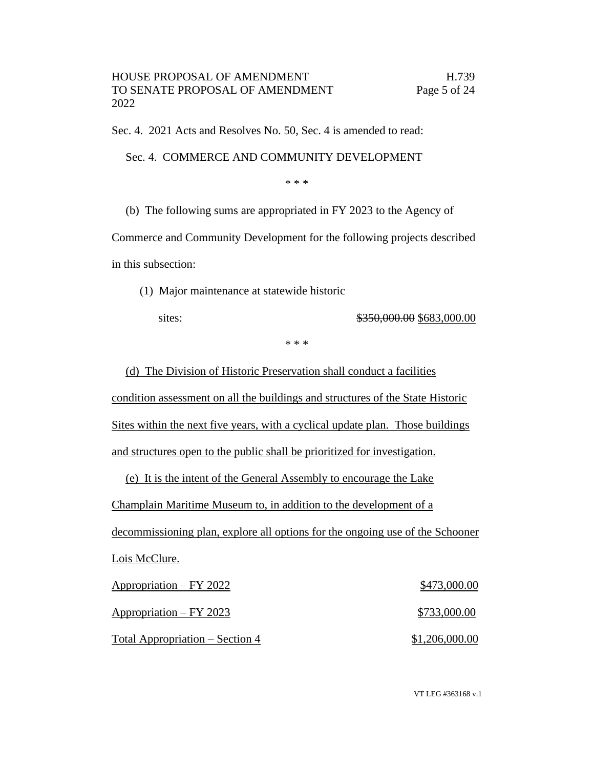Sec. 4. 2021 Acts and Resolves No. 50, Sec. 4 is amended to read:

Sec. 4. COMMERCE AND COMMUNITY DEVELOPMENT

\* \* \*

(b) The following sums are appropriated in FY 2023 to the Agency of Commerce and Community Development for the following projects described in this subsection:

(1) Major maintenance at statewide historic sites: ~~$350,000.00~~ $683,000.00

\* \* \*

<u>(d) The Division of Historic Preservation shall conduct a facilities condition assessment on all the buildings and structures of the State Historic Sites within the next five years, with a cyclical update plan. Those buildings and structures open to the public shall be prioritized for investigation.</u>

<u>(e) It is the intent of the General Assembly to encourage the Lake Champlain Maritime Museum to, in addition to the development of a decommissioning plan, explore all options for the ongoing use of the Schooner Lois McClure.</u>

| | |
|---|---|
| <u>Appropriation – FY 2022</u> | <u>$473,000.00</u> |
| <u>Appropriation – FY 2023</u> | <u>$733,000.00</u> |
| <u>Total Appropriation – Section 4</u> | <u>$1,206,000.00</u> |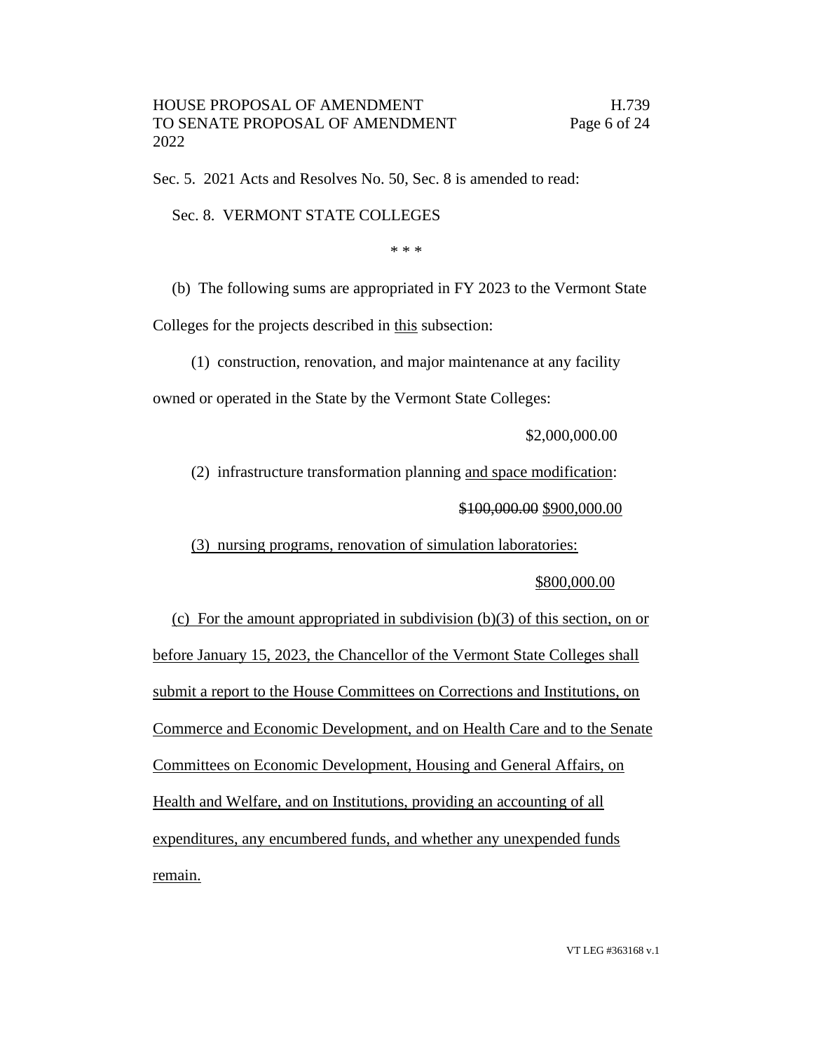Sec. 5. 2021 Acts and Resolves No. 50, Sec. 8 is amended to read:

Sec. 8. VERMONT STATE COLLEGES

\* \* \*

(b) The following sums are appropriated in FY 2023 to the Vermont State Colleges for the projects described in <u>this</u> subsection:

(1) construction, renovation, and major maintenance at any facility owned or operated in the State by the Vermont State Colleges:

$2,000,000.00

(2) infrastructure transformation planning <u>and space modification</u>:

~~$100,000.00~~ <u>$900,000.00</u>

<u>(3) nursing programs, renovation of simulation laboratories:</u>

<u>$800,000.00</u>

<u>(c) For the amount appropriated in subdivision (b)(3) of this section, on or before January 15, 2023, the Chancellor of the Vermont State Colleges shall submit a report to the House Committees on Corrections and Institutions, on Commerce and Economic Development, and on Health Care and to the Senate Committees on Economic Development, Housing and General Affairs, on Health and Welfare, and on Institutions, providing an accounting of all expenditures, any encumbered funds, and whether any unexpended funds remain.</u>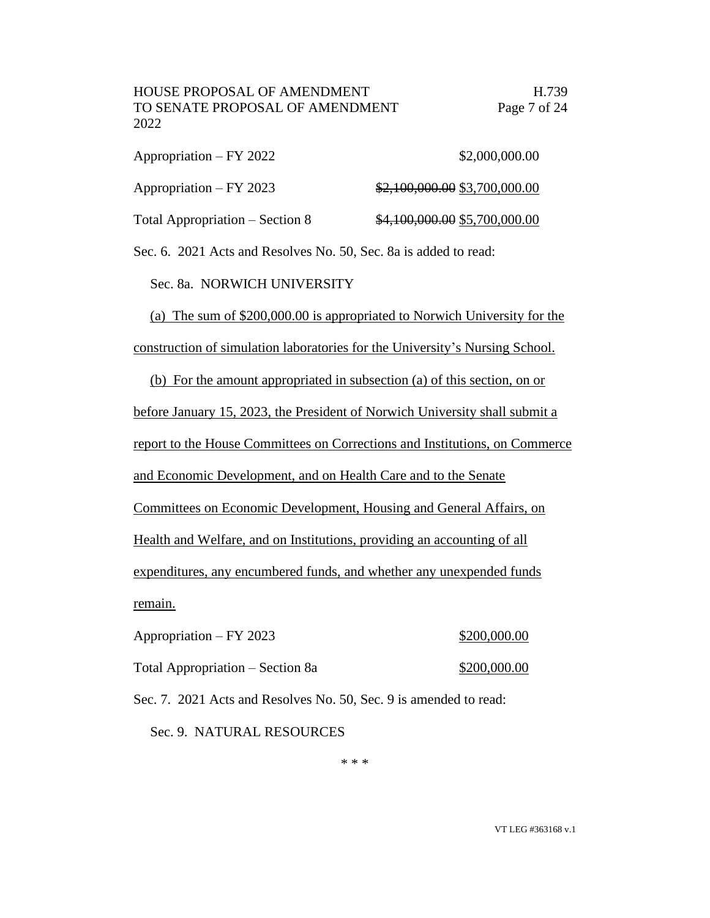Appropriation – FY 2022 $2,000,000.00

Appropriation – FY 2023 ~~$2,100,000.00~~ <u>$3,700,000.00</u>

Total Appropriation – Section 8 ~~$4,100,000.00~~ <u>$5,700,000.00</u>

Sec. 6. 2021 Acts and Resolves No. 50, Sec. 8a is added to read:

Sec. 8a. NORWICH UNIVERSITY

<u>(a) The sum of $200,000.00 is appropriated to Norwich University for the construction of simulation laboratories for the University's Nursing School.</u>

<u>(b) For the amount appropriated in subsection (a) of this section, on or before January 15, 2023, the President of Norwich University shall submit a report to the House Committees on Corrections and Institutions, on Commerce and Economic Development, and on Health Care and to the Senate Committees on Economic Development, Housing and General Affairs, on Health and Welfare, and on Institutions, providing an accounting of all expenditures, any encumbered funds, and whether any unexpended funds remain.</u>

Appropriation – FY 2023 <u>$200,000.00</u>

Total Appropriation – Section 8a <u>$200,000.00</u>

Sec. 7. 2021 Acts and Resolves No. 50, Sec. 9 is amended to read:

Sec. 9. NATURAL RESOURCES

\* \* \*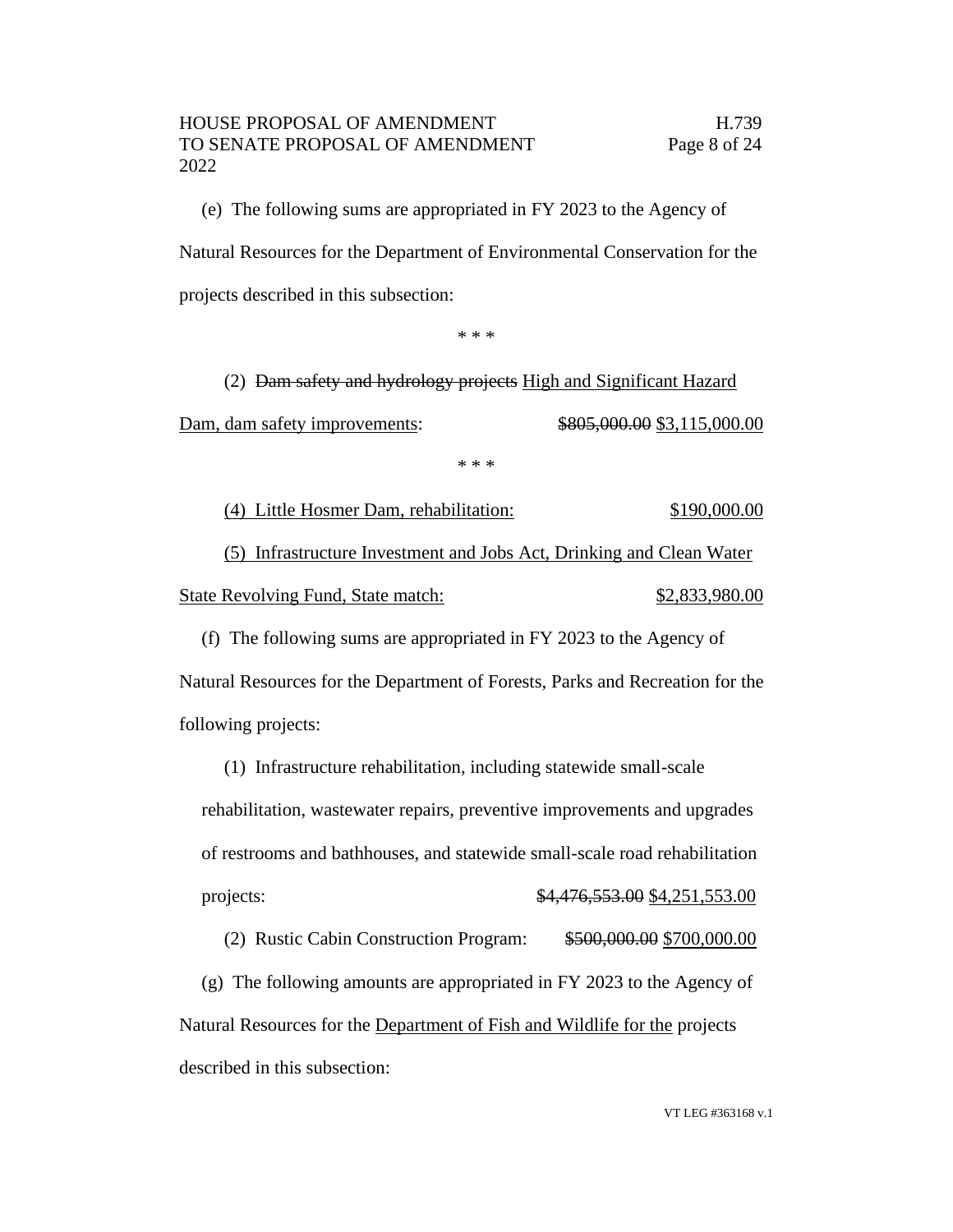(e) The following sums are appropriated in FY 2023 to the Agency of Natural Resources for the Department of Environmental Conservation for the projects described in this subsection:

\* \* \*

(2) ~~Dam safety and hydrology projects~~ <u>High and Significant Hazard Dam, dam safety improvements</u>: ~~$805,000.00~~ <u>$3,115,000.00</u>

\* \* \*

<u>(4) Little Hosmer Dam, rehabilitation: $190,000.00</u>

<u>(5) Infrastructure Investment and Jobs Act, Drinking and Clean Water State Revolving Fund, State match: $2,833,980.00</u>

(f) The following sums are appropriated in FY 2023 to the Agency of Natural Resources for the Department of Forests, Parks and Recreation for the following projects:

(1) Infrastructure rehabilitation, including statewide small-scale rehabilitation, wastewater repairs, preventive improvements and upgrades of restrooms and bathhouses, and statewide small-scale road rehabilitation projects: ~~$4,476,553.00~~ <u>$4,251,553.00</u>

(2) Rustic Cabin Construction Program: ~~$500,000.00~~ <u>$700,000.00</u>

(g) The following amounts are appropriated in FY 2023 to the Agency of Natural Resources for the <u>Department of Fish and Wildlife for the</u> projects described in this subsection: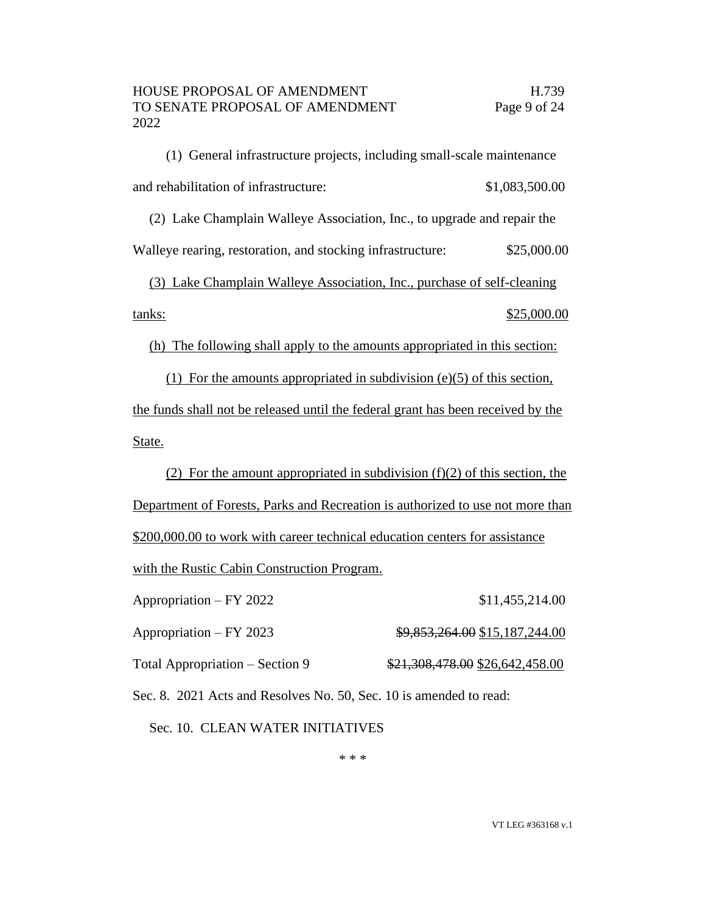(1) General infrastructure projects, including small-scale maintenance and rehabilitation of infrastructure: $1,083,500.00

(2) Lake Champlain Walleye Association, Inc., to upgrade and repair the Walleye rearing, restoration, and stocking infrastructure: $25,000.00

<u>(3) Lake Champlain Walleye Association, Inc., purchase of self-cleaning tanks: $25,000.00</u>

<u>(h) The following shall apply to the amounts appropriated in this section:</u>

<u>(1) For the amounts appropriated in subdivision (e)(5) of this section, the funds shall not be released until the federal grant has been received by the State.</u>

<u>(2) For the amount appropriated in subdivision (f)(2) of this section, the Department of Forests, Parks and Recreation is authorized to use not more than $200,000.00 to work with career technical education centers for assistance with the Rustic Cabin Construction Program.</u>

Appropriation – FY 2022 $11,455,214.00

Appropriation – FY 2023 ~~$9,853,264.00~~ <u>$15,187,244.00</u>

Total Appropriation – Section 9 ~~$21,308,478.00~~ <u>$26,642,458.00</u>

Sec. 8. 2021 Acts and Resolves No. 50, Sec. 10 is amended to read:

Sec. 10. CLEAN WATER INITIATIVES

* * *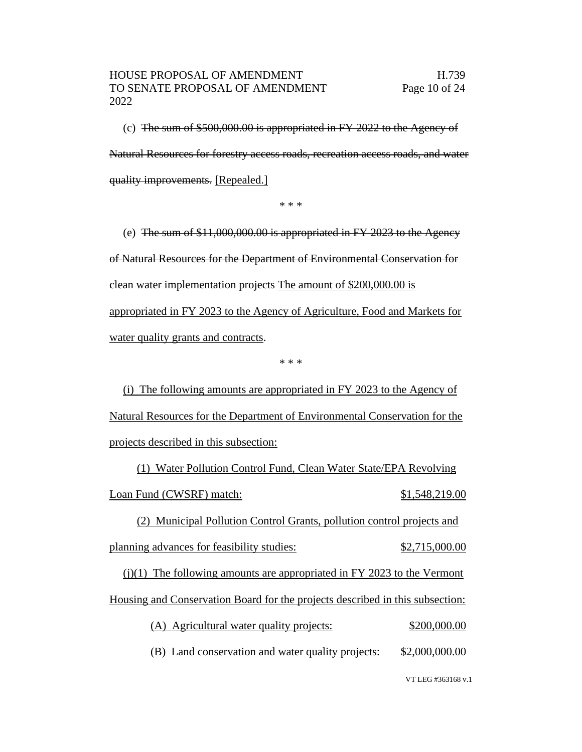(c) ~~The sum of $500,000.00 is appropriated in FY 2022 to the Agency of Natural Resources for forestry access roads, recreation access roads, and water quality improvements.~~ [Repealed.]

\* \* \*

(e) ~~The sum of $11,000,000.00 is appropriated in FY 2023 to the Agency of Natural Resources for the Department of Environmental Conservation for clean water implementation projects~~ The amount of $200,000.00 is appropriated in FY 2023 to the Agency of Agriculture, Food and Markets for water quality grants and contracts.

\* \* \*

(i) The following amounts are appropriated in FY 2023 to the Agency of Natural Resources for the Department of Environmental Conservation for the projects described in this subsection:

(1) Water Pollution Control Fund, Clean Water State/EPA Revolving Loan Fund (CWSRF) match: $1,548,219.00

(2) Municipal Pollution Control Grants, pollution control projects and planning advances for feasibility studies: $2,715,000.00

(j)(1) The following amounts are appropriated in FY 2023 to the Vermont Housing and Conservation Board for the projects described in this subsection:

(A) Agricultural water quality projects: $200,000.00

(B) Land conservation and water quality projects: $2,000,000.00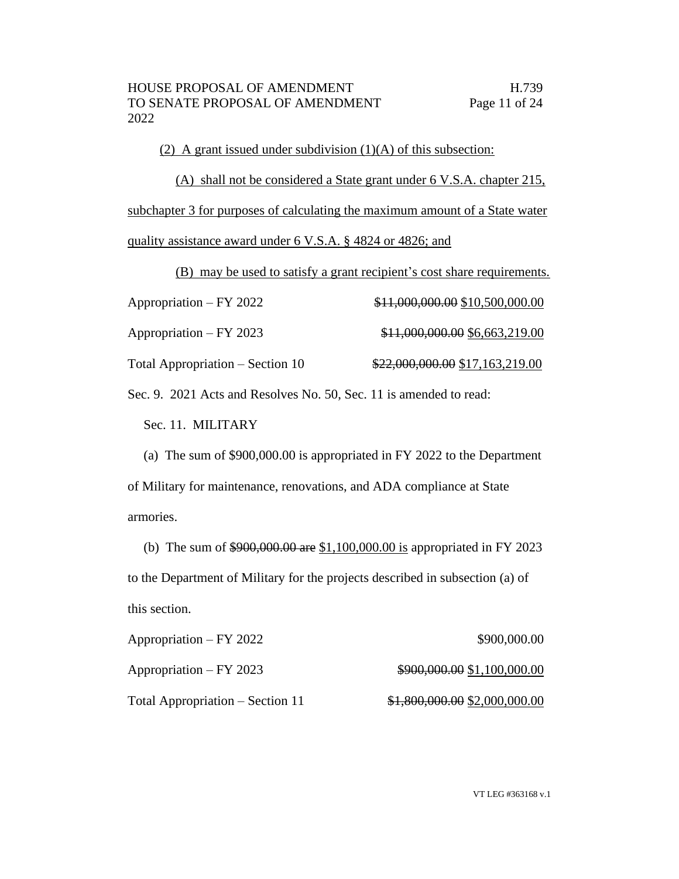(2) A grant issued under subdivision (1)(A) of this subsection:

(A) shall not be considered a State grant under 6 V.S.A. chapter 215, subchapter 3 for purposes of calculating the maximum amount of a State water quality assistance award under 6 V.S.A. § 4824 or 4826; and

(B) may be used to satisfy a grant recipient's cost share requirements.

| | |
|---|---|
| Appropriation – FY 2022 | ~~$11,000,000.00~~ $10,500,000.00 |
| Appropriation – FY 2023 | ~~$11,000,000.00~~ $6,663,219.00 |
| Total Appropriation – Section 10 | ~~$22,000,000.00~~ $17,163,219.00 |

Sec. 9. 2021 Acts and Resolves No. 50, Sec. 11 is amended to read:

Sec. 11. MILITARY

(a) The sum of $900,000.00 is appropriated in FY 2022 to the Department of Military for maintenance, renovations, and ADA compliance at State armories.

(b) The sum of ~~$900,000.00 are~~ $1,100,000.00 is appropriated in FY 2023 to the Department of Military for the projects described in subsection (a) of this section.

| | |
|---|---|
| Appropriation – FY 2022 | $900,000.00 |
| Appropriation – FY 2023 | ~~$900,000.00~~ $1,100,000.00 |
| Total Appropriation – Section 11 | ~~$1,800,000.00~~ $2,000,000.00 |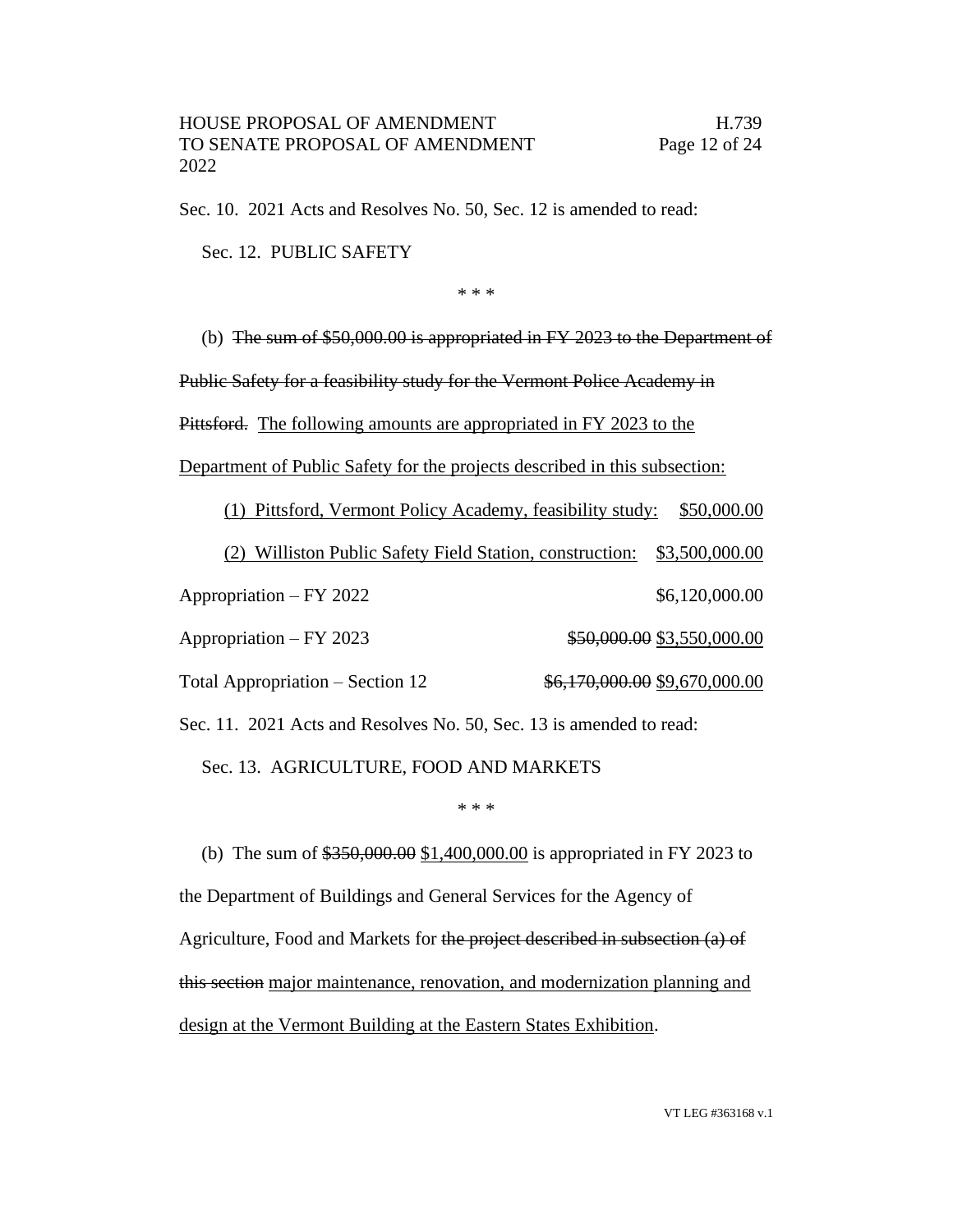Sec. 10. 2021 Acts and Resolves No. 50, Sec. 12 is amended to read:

Sec. 12. PUBLIC SAFETY

\* \* \*

(b) ~~The sum of $50,000.00 is appropriated in FY 2023 to the Department of Public Safety for a feasibility study for the Vermont Police Academy in Pittsford.~~ <u>The following amounts are appropriated in FY 2023 to the Department of Public Safety for the projects described in this subsection:</u>

<u>(1) Pittsford, Vermont Policy Academy, feasibility study: $50,000.00</u>

<u>(2) Williston Public Safety Field Station, construction: $3,500,000.00</u>

| | |
|---|---|
| Appropriation – FY 2022 | $6,120,000.00 |
| Appropriation – FY 2023 | ~~$50,000.00~~ <u>$3,550,000.00</u> |
| Total Appropriation – Section 12 | ~~$6,170,000.00~~ <u>$9,670,000.00</u> |

Sec. 11. 2021 Acts and Resolves No. 50, Sec. 13 is amended to read:

Sec. 13. AGRICULTURE, FOOD AND MARKETS

\* \* \*

(b) The sum of ~~$350,000.00~~ <u>$1,400,000.00</u> is appropriated in FY 2023 to the Department of Buildings and General Services for the Agency of Agriculture, Food and Markets for ~~the project described in subsection (a) of this section~~ <u>major maintenance, renovation, and modernization planning and design at the Vermont Building at the Eastern States Exhibition</u>.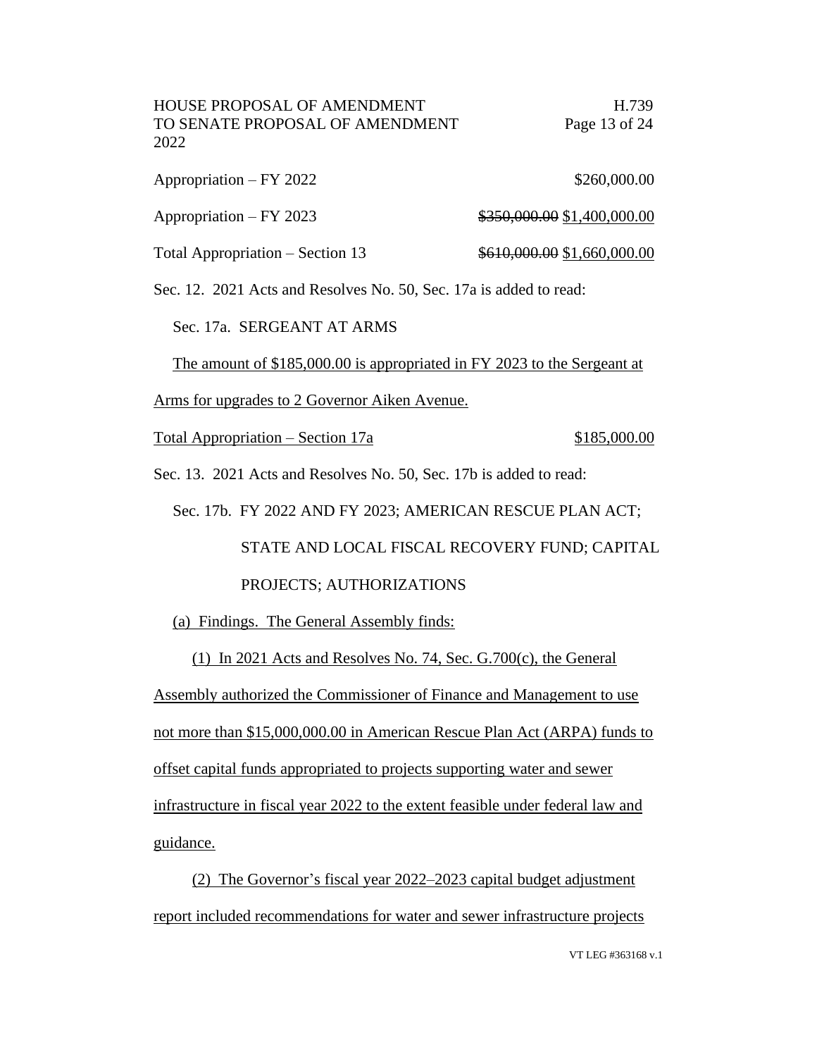Appropriation – FY 2022 $260,000.00

Appropriation – FY 2023 ~~$350,000.00~~ $1,400,000.00

Total Appropriation – Section 13 ~~$610,000.00~~ $1,660,000.00

Sec. 12. 2021 Acts and Resolves No. 50, Sec. 17a is added to read:

Sec. 17a. SERGEANT AT ARMS

<u>The amount of $185,000.00 is appropriated in FY 2023 to the Sergeant at Arms for upgrades to 2 Governor Aiken Avenue.</u>

<u>Total Appropriation – Section 17a</u> <u>$185,000.00</u>

Sec. 13. 2021 Acts and Resolves No. 50, Sec. 17b is added to read:

Sec. 17b. FY 2022 AND FY 2023; AMERICAN RESCUE PLAN ACT; STATE AND LOCAL FISCAL RECOVERY FUND; CAPITAL PROJECTS; AUTHORIZATIONS

<u>(a) Findings. The General Assembly finds:</u>

<u>(1) In 2021 Acts and Resolves No. 74, Sec. G.700(c), the General Assembly authorized the Commissioner of Finance and Management to use not more than $15,000,000.00 in American Rescue Plan Act (ARPA) funds to offset capital funds appropriated to projects supporting water and sewer infrastructure in fiscal year 2022 to the extent feasible under federal law and guidance.</u>

<u>(2) The Governor's fiscal year 2022–2023 capital budget adjustment report included recommendations for water and sewer infrastructure projects</u>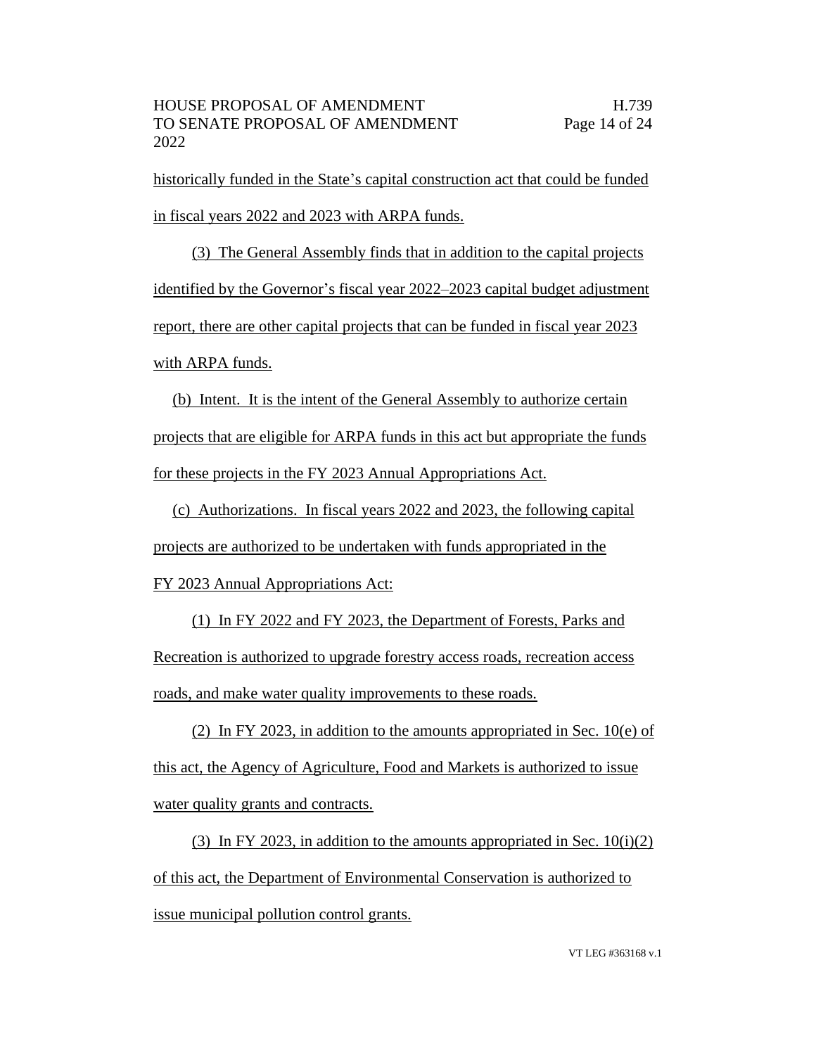historically funded in the State's capital construction act that could be funded in fiscal years 2022 and 2023 with ARPA funds.

(3) The General Assembly finds that in addition to the capital projects identified by the Governor's fiscal year 2022–2023 capital budget adjustment report, there are other capital projects that can be funded in fiscal year 2023 with ARPA funds.

(b) Intent. It is the intent of the General Assembly to authorize certain projects that are eligible for ARPA funds in this act but appropriate the funds for these projects in the FY 2023 Annual Appropriations Act.

(c) Authorizations. In fiscal years 2022 and 2023, the following capital projects are authorized to be undertaken with funds appropriated in the FY 2023 Annual Appropriations Act:

(1) In FY 2022 and FY 2023, the Department of Forests, Parks and Recreation is authorized to upgrade forestry access roads, recreation access roads, and make water quality improvements to these roads.

(2) In FY 2023, in addition to the amounts appropriated in Sec. 10(e) of this act, the Agency of Agriculture, Food and Markets is authorized to issue water quality grants and contracts.

(3) In FY 2023, in addition to the amounts appropriated in Sec. 10(i)(2) of this act, the Department of Environmental Conservation is authorized to issue municipal pollution control grants.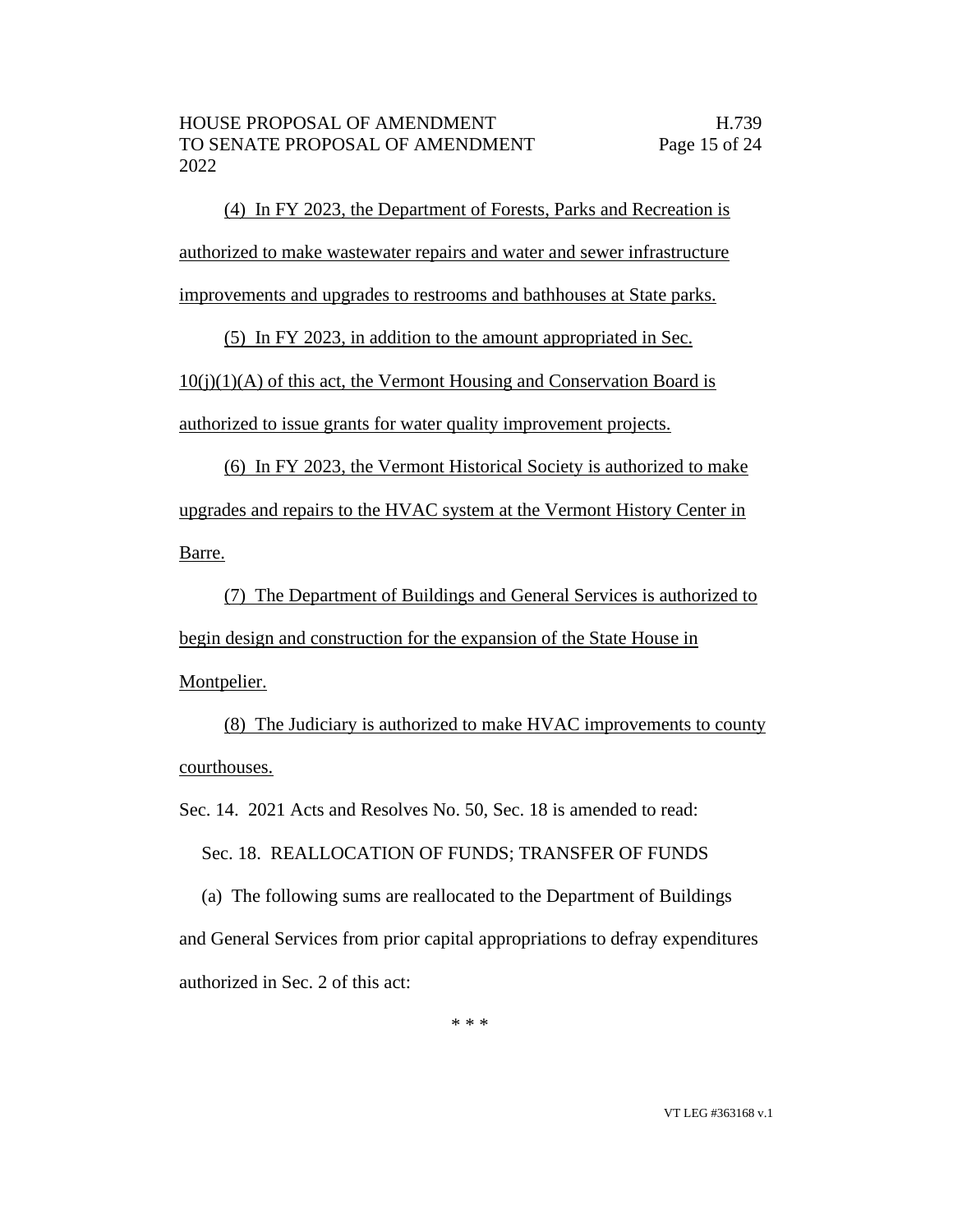(4) In FY 2023, the Department of Forests, Parks and Recreation is authorized to make wastewater repairs and water and sewer infrastructure improvements and upgrades to restrooms and bathhouses at State parks.

(5) In FY 2023, in addition to the amount appropriated in Sec. 10(j)(1)(A) of this act, the Vermont Housing and Conservation Board is authorized to issue grants for water quality improvement projects.

(6) In FY 2023, the Vermont Historical Society is authorized to make upgrades and repairs to the HVAC system at the Vermont History Center in Barre.

(7) The Department of Buildings and General Services is authorized to begin design and construction for the expansion of the State House in Montpelier.

(8) The Judiciary is authorized to make HVAC improvements to county courthouses.

Sec. 14. 2021 Acts and Resolves No. 50, Sec. 18 is amended to read:

Sec. 18. REALLOCATION OF FUNDS; TRANSFER OF FUNDS

(a) The following sums are reallocated to the Department of Buildings and General Services from prior capital appropriations to defray expenditures authorized in Sec. 2 of this act:

\* \* \*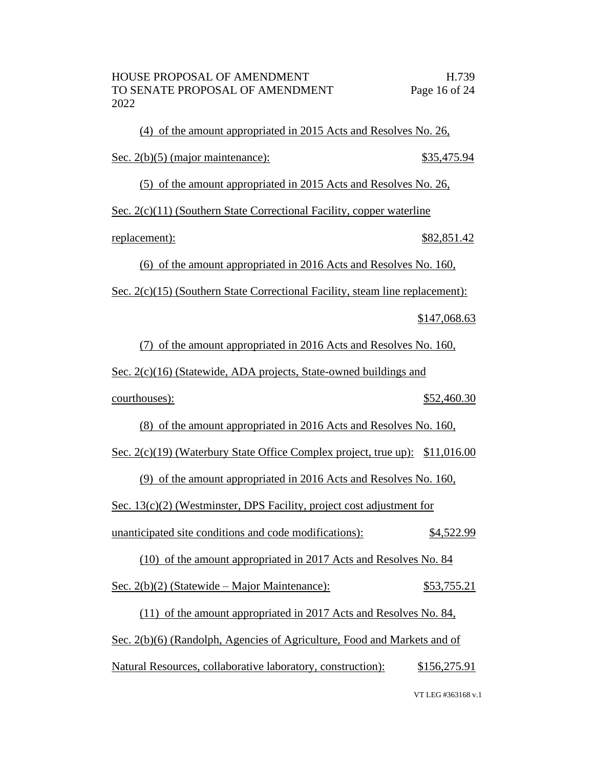(4) of the amount appropriated in 2015 Acts and Resolves No. 26, Sec. 2(b)(5) (major maintenance): $35,475.94

(5) of the amount appropriated in 2015 Acts and Resolves No. 26, Sec. 2(c)(11) (Southern State Correctional Facility, copper waterline replacement): $82,851.42

(6) of the amount appropriated in 2016 Acts and Resolves No. 160, Sec. 2(c)(15) (Southern State Correctional Facility, steam line replacement): $147,068.63

(7) of the amount appropriated in 2016 Acts and Resolves No. 160, Sec. 2(c)(16) (Statewide, ADA projects, State-owned buildings and courthouses): $52,460.30

(8) of the amount appropriated in 2016 Acts and Resolves No. 160, Sec. 2(c)(19) (Waterbury State Office Complex project, true up): $11,016.00

(9) of the amount appropriated in 2016 Acts and Resolves No. 160, Sec. 13(c)(2) (Westminster, DPS Facility, project cost adjustment for unanticipated site conditions and code modifications): $4,522.99

(10) of the amount appropriated in 2017 Acts and Resolves No. 84 Sec. 2(b)(2) (Statewide – Major Maintenance): $53,755.21

(11) of the amount appropriated in 2017 Acts and Resolves No. 84, Sec. 2(b)(6) (Randolph, Agencies of Agriculture, Food and Markets and of Natural Resources, collaborative laboratory, construction): $156,275.91

VT LEG #363168 v.1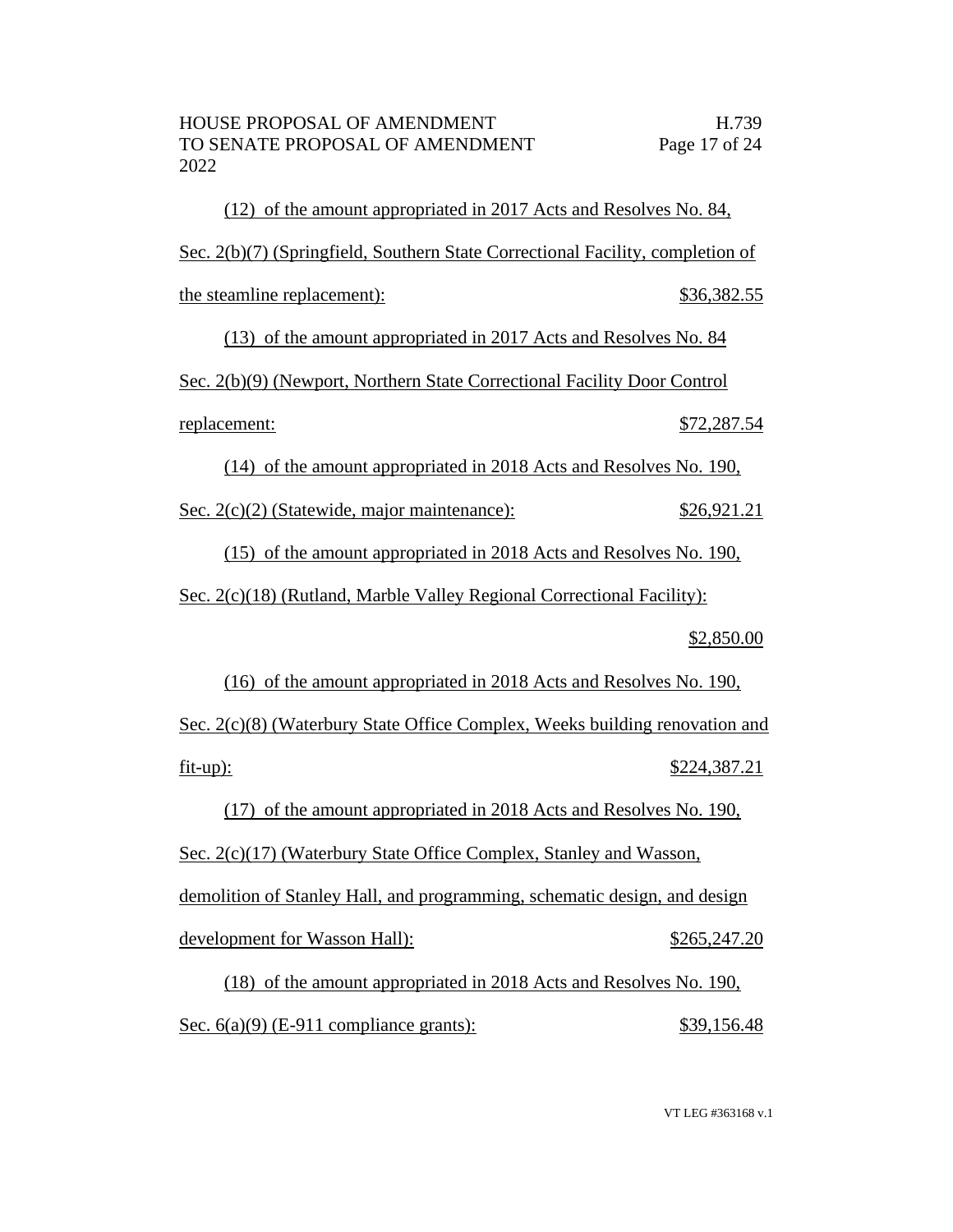(12) of the amount appropriated in 2017 Acts and Resolves No. 84, Sec. 2(b)(7) (Springfield, Southern State Correctional Facility, completion of the steamline replacement): $36,382.55

(13) of the amount appropriated in 2017 Acts and Resolves No. 84 Sec. 2(b)(9) (Newport, Northern State Correctional Facility Door Control replacement: $72,287.54

(14) of the amount appropriated in 2018 Acts and Resolves No. 190, Sec. 2(c)(2) (Statewide, major maintenance): $26,921.21

(15) of the amount appropriated in 2018 Acts and Resolves No. 190, Sec. 2(c)(18) (Rutland, Marble Valley Regional Correctional Facility): $2,850.00

(16) of the amount appropriated in 2018 Acts and Resolves No. 190, Sec. 2(c)(8) (Waterbury State Office Complex, Weeks building renovation and fit-up): $224,387.21

(17) of the amount appropriated in 2018 Acts and Resolves No. 190, Sec. 2(c)(17) (Waterbury State Office Complex, Stanley and Wasson, demolition of Stanley Hall, and programming, schematic design, and design development for Wasson Hall): $265,247.20

(18) of the amount appropriated in 2018 Acts and Resolves No. 190, Sec. 6(a)(9) (E-911 compliance grants): $39,156.48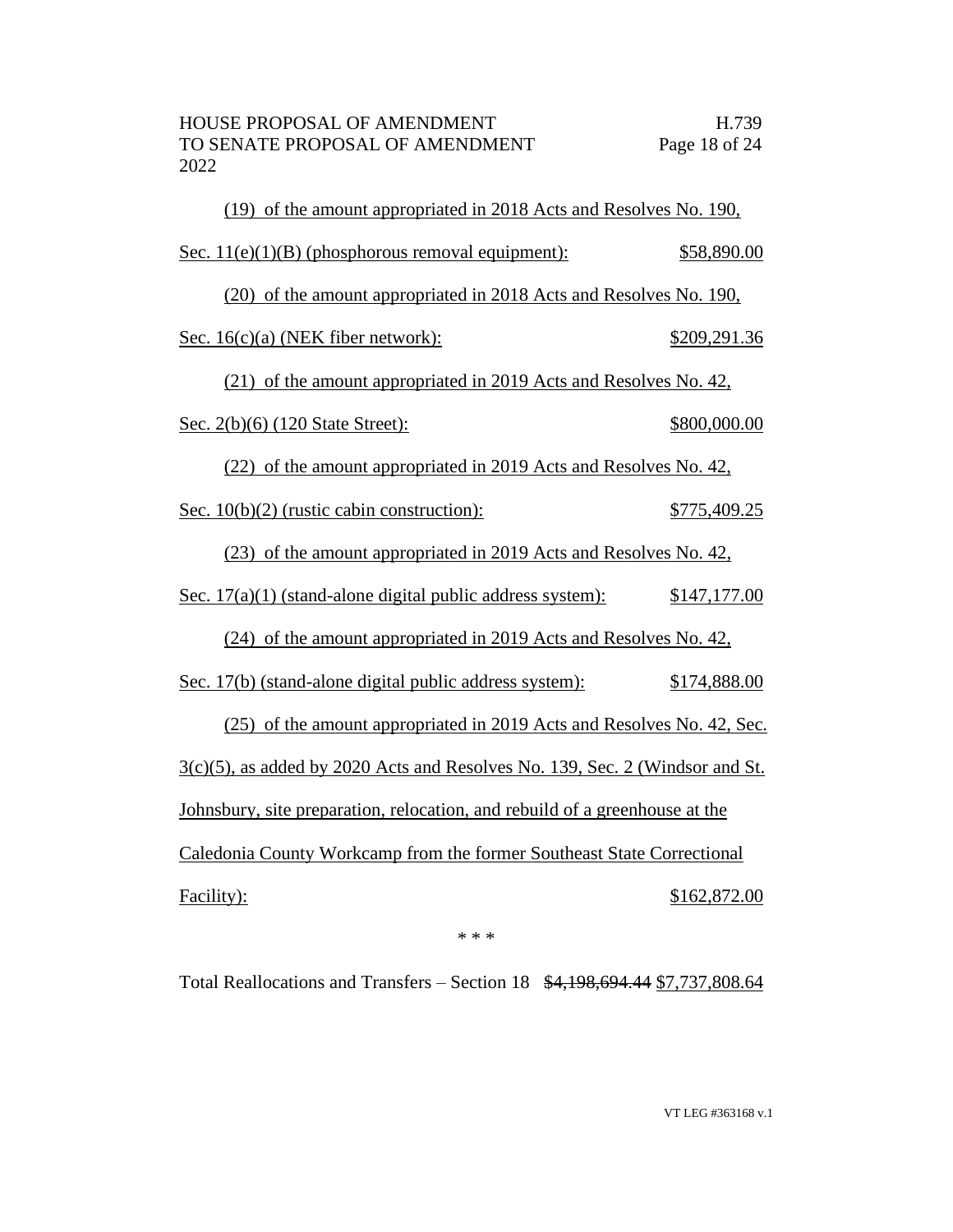(19) of the amount appropriated in 2018 Acts and Resolves No. 190, Sec. 11(e)(1)(B) (phosphorous removal equipment): $58,890.00

(20) of the amount appropriated in 2018 Acts and Resolves No. 190, Sec. 16(c)(a) (NEK fiber network): $209,291.36

(21) of the amount appropriated in 2019 Acts and Resolves No. 42, Sec. 2(b)(6) (120 State Street): $800,000.00

(22) of the amount appropriated in 2019 Acts and Resolves No. 42, Sec. 10(b)(2) (rustic cabin construction): $775,409.25

(23) of the amount appropriated in 2019 Acts and Resolves No. 42, Sec. 17(a)(1) (stand-alone digital public address system): $147,177.00

(24) of the amount appropriated in 2019 Acts and Resolves No. 42, Sec. 17(b) (stand-alone digital public address system): $174,888.00

(25) of the amount appropriated in 2019 Acts and Resolves No. 42, Sec. 3(c)(5), as added by 2020 Acts and Resolves No. 139, Sec. 2 (Windsor and St. Johnsbury, site preparation, relocation, and rebuild of a greenhouse at the Caledonia County Workcamp from the former Southeast State Correctional Facility): $162,872.00

\* \* \*

Total Reallocations and Transfers – Section 18 ~~$4,198,694.44~~ $7,737,808.64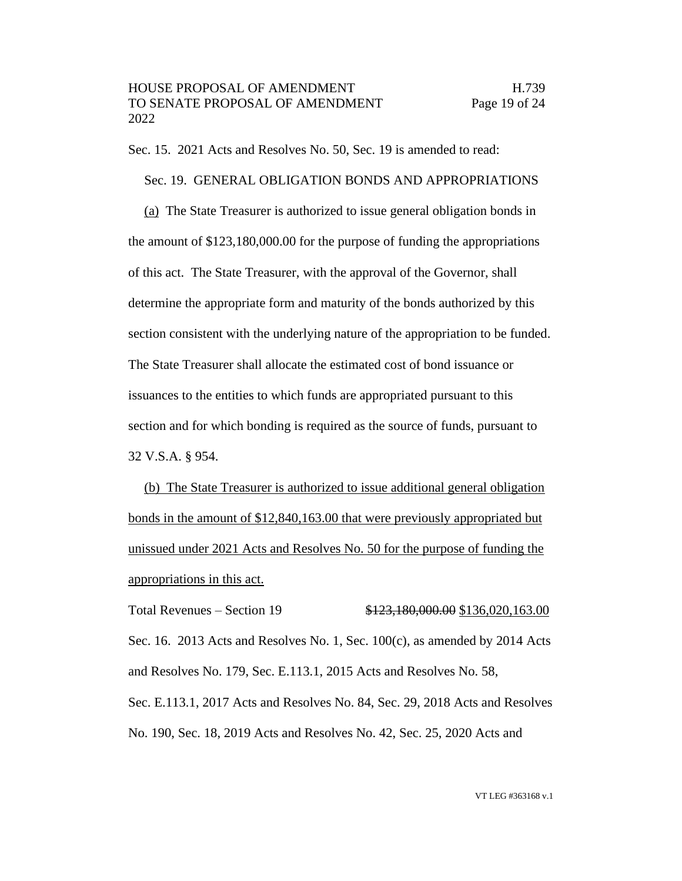Sec. 15. 2021 Acts and Resolves No. 50, Sec. 19 is amended to read:

Sec. 19. GENERAL OBLIGATION BONDS AND APPROPRIATIONS

<u>(a)</u> The State Treasurer is authorized to issue general obligation bonds in the amount of $123,180,000.00 for the purpose of funding the appropriations of this act. The State Treasurer, with the approval of the Governor, shall determine the appropriate form and maturity of the bonds authorized by this section consistent with the underlying nature of the appropriation to be funded. The State Treasurer shall allocate the estimated cost of bond issuance or issuances to the entities to which funds are appropriated pursuant to this section and for which bonding is required as the source of funds, pursuant to 32 V.S.A. § 954.

<u>(b) The State Treasurer is authorized to issue additional general obligation bonds in the amount of $12,840,163.00 that were previously appropriated but unissued under 2021 Acts and Resolves No. 50 for the purpose of funding the appropriations in this act.</u>

Total Revenues – Section 19 ~~$123,180,000.00~~ <u>$136,020,163.00</u>

Sec. 16. 2013 Acts and Resolves No. 1, Sec. 100(c), as amended by 2014 Acts and Resolves No. 179, Sec. E.113.1, 2015 Acts and Resolves No. 58, Sec. E.113.1, 2017 Acts and Resolves No. 84, Sec. 29, 2018 Acts and Resolves No. 190, Sec. 18, 2019 Acts and Resolves No. 42, Sec. 25, 2020 Acts and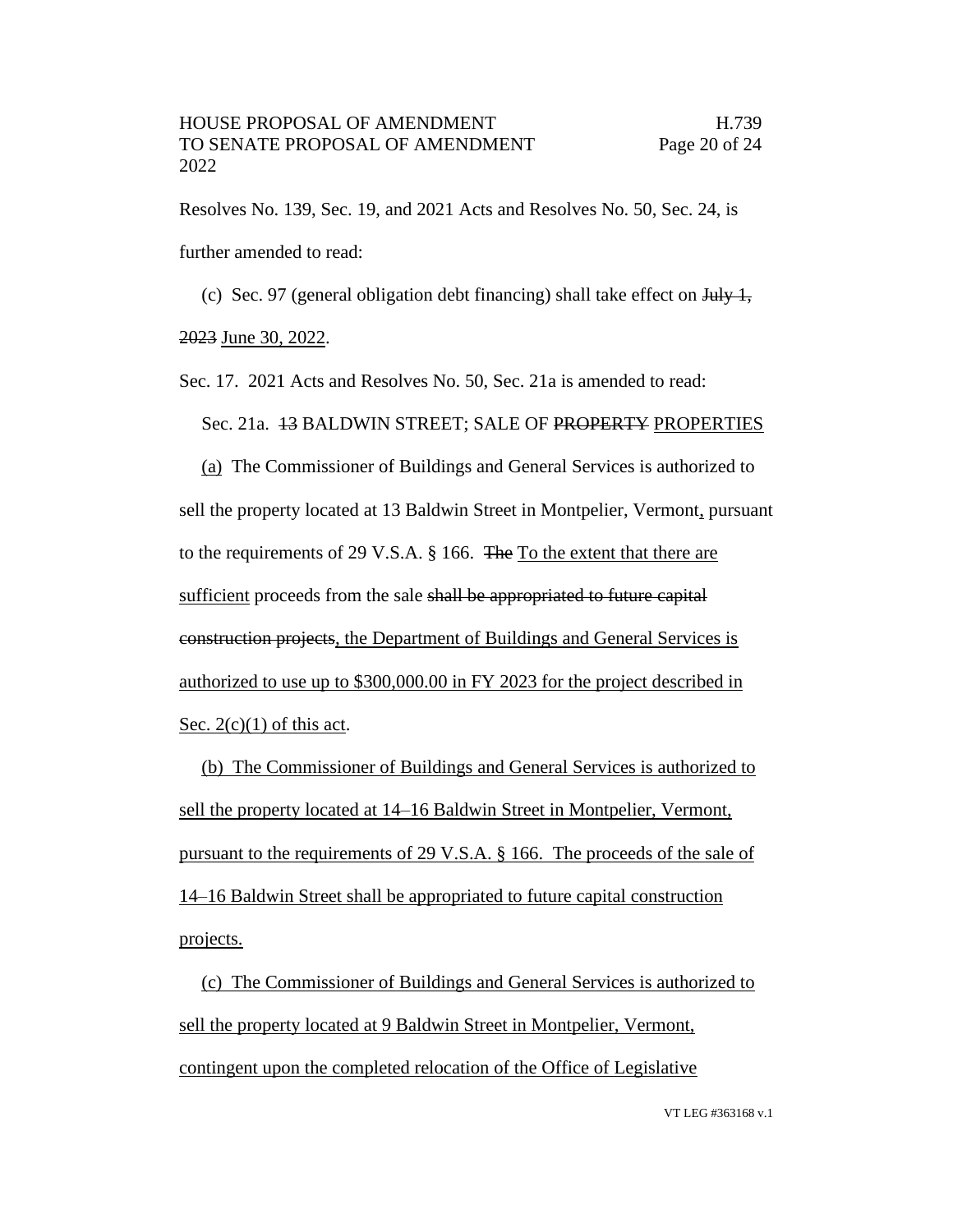Resolves No. 139, Sec. 19, and 2021 Acts and Resolves No. 50, Sec. 24, is further amended to read:

(c) Sec. 97 (general obligation debt financing) shall take effect on ~~July 1, 2023~~ <u>June 30, 2022</u>.

Sec. 17. 2021 Acts and Resolves No. 50, Sec. 21a is amended to read:

Sec. 21a. ~~13~~ BALDWIN STREET; SALE OF ~~PROPERTY~~ <u>PROPERTIES</u>

<u>(a)</u> The Commissioner of Buildings and General Services is authorized to sell the property located at 13 Baldwin Street in Montpelier, Vermont<u>,</u> pursuant to the requirements of 29 V.S.A. § 166. ~~The~~ <u>To the extent that there are sufficient</u> proceeds from the sale ~~shall be appropriated to future capital construction projects~~<u>, the Department of Buildings and General Services is authorized to use up to $300,000.00 in FY 2023 for the project described in Sec. 2(c)(1) of this act</u>.

<u>(b) The Commissioner of Buildings and General Services is authorized to sell the property located at 14–16 Baldwin Street in Montpelier, Vermont, pursuant to the requirements of 29 V.S.A. § 166. The proceeds of the sale of 14–16 Baldwin Street shall be appropriated to future capital construction projects.</u>

<u>(c) The Commissioner of Buildings and General Services is authorized to sell the property located at 9 Baldwin Street in Montpelier, Vermont, contingent upon the completed relocation of the Office of Legislative</u>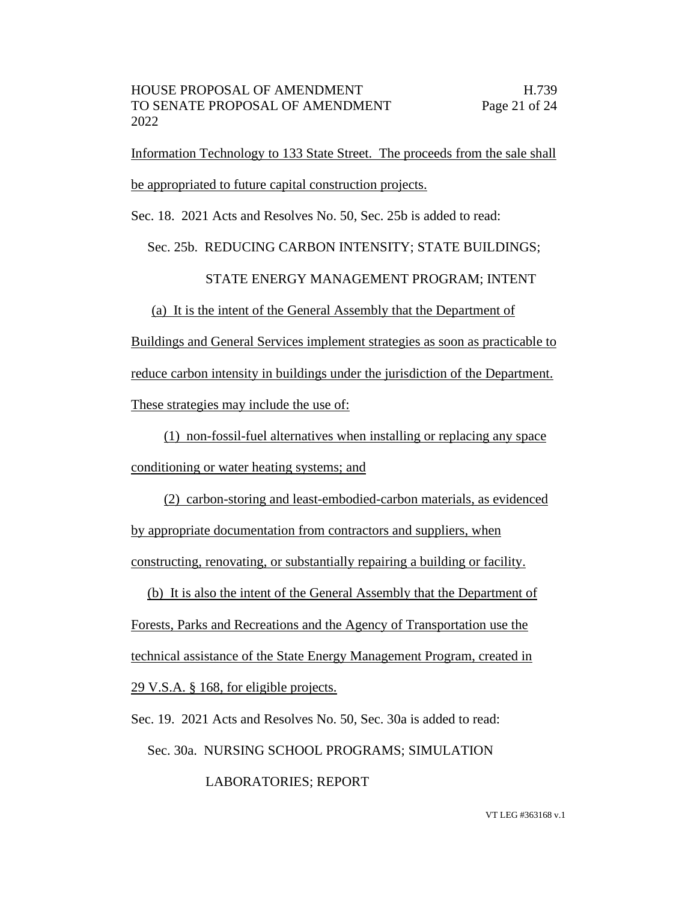Information Technology to 133 State Street. The proceeds from the sale shall be appropriated to future capital construction projects.

Sec. 18. 2021 Acts and Resolves No. 50, Sec. 25b is added to read:

Sec. 25b. REDUCING CARBON INTENSITY; STATE BUILDINGS; STATE ENERGY MANAGEMENT PROGRAM; INTENT

(a) It is the intent of the General Assembly that the Department of Buildings and General Services implement strategies as soon as practicable to reduce carbon intensity in buildings under the jurisdiction of the Department. These strategies may include the use of:

(1) non-fossil-fuel alternatives when installing or replacing any space conditioning or water heating systems; and

(2) carbon-storing and least-embodied-carbon materials, as evidenced by appropriate documentation from contractors and suppliers, when constructing, renovating, or substantially repairing a building or facility.

(b) It is also the intent of the General Assembly that the Department of Forests, Parks and Recreations and the Agency of Transportation use the technical assistance of the State Energy Management Program, created in 29 V.S.A. § 168, for eligible projects.

Sec. 19. 2021 Acts and Resolves No. 50, Sec. 30a is added to read:

Sec. 30a. NURSING SCHOOL PROGRAMS; SIMULATION LABORATORIES; REPORT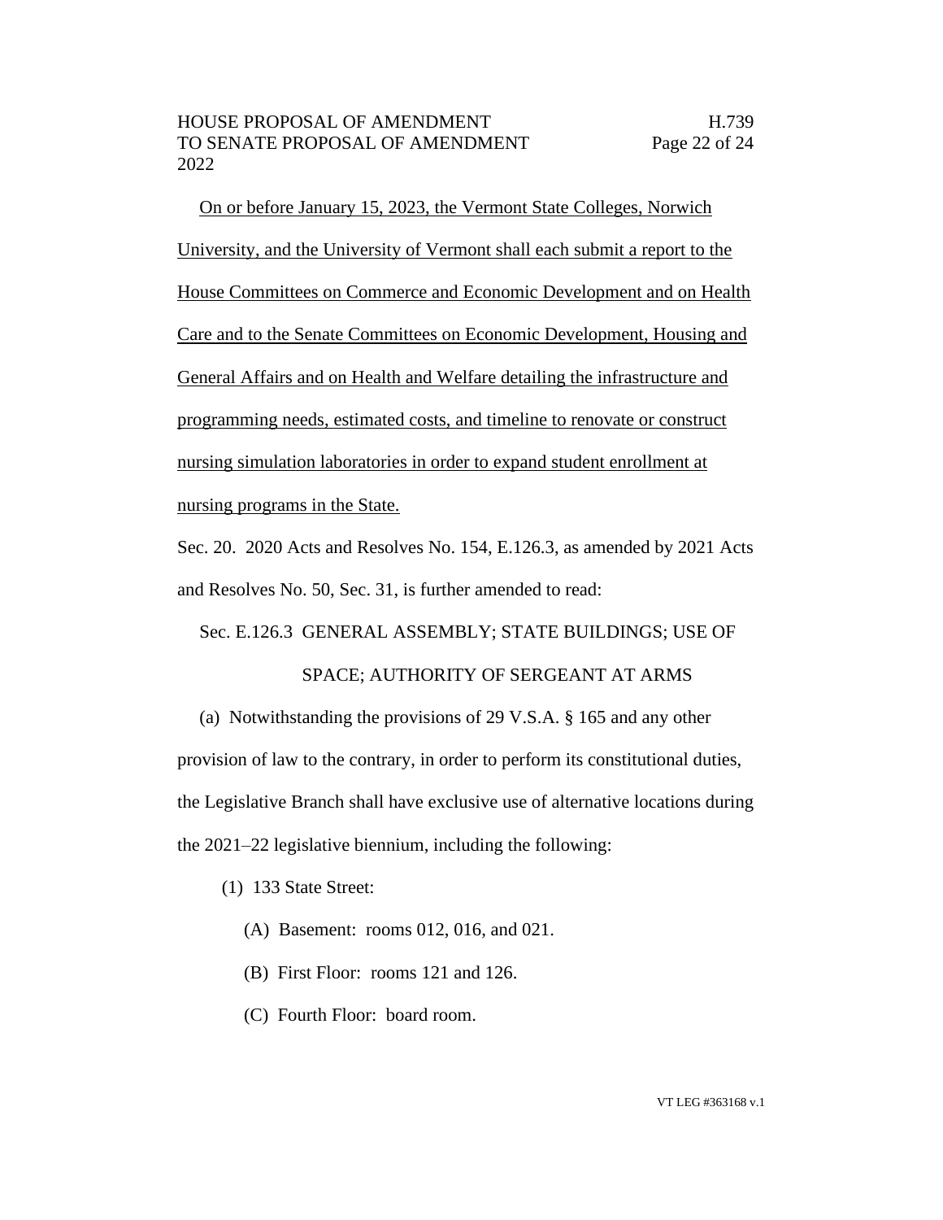On or before January 15, 2023, the Vermont State Colleges, Norwich University, and the University of Vermont shall each submit a report to the House Committees on Commerce and Economic Development and on Health Care and to the Senate Committees on Economic Development, Housing and General Affairs and on Health and Welfare detailing the infrastructure and programming needs, estimated costs, and timeline to renovate or construct nursing simulation laboratories in order to expand student enrollment at nursing programs in the State.

Sec. 20. 2020 Acts and Resolves No. 154, E.126.3, as amended by 2021 Acts and Resolves No. 50, Sec. 31, is further amended to read:

Sec. E.126.3 GENERAL ASSEMBLY; STATE BUILDINGS; USE OF SPACE; AUTHORITY OF SERGEANT AT ARMS

(a) Notwithstanding the provisions of 29 V.S.A. § 165 and any other provision of law to the contrary, in order to perform its constitutional duties, the Legislative Branch shall have exclusive use of alternative locations during the 2021–22 legislative biennium, including the following:

(1) 133 State Street:

(A) Basement: rooms 012, 016, and 021.

(B) First Floor: rooms 121 and 126.

(C) Fourth Floor: board room.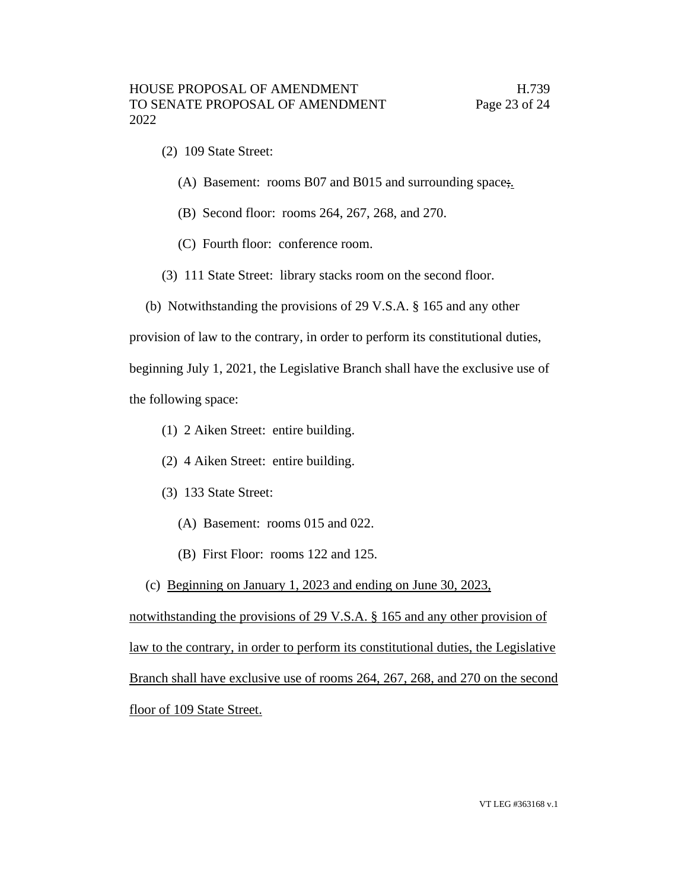(2) 109 State Street:

(A) Basement: rooms B07 and B015 and surrounding space;.

(B) Second floor: rooms 264, 267, 268, and 270.

(C) Fourth floor: conference room.

(3) 111 State Street: library stacks room on the second floor.

(b) Notwithstanding the provisions of 29 V.S.A. § 165 and any other provision of law to the contrary, in order to perform its constitutional duties, beginning July 1, 2021, the Legislative Branch shall have the exclusive use of the following space:

(1) 2 Aiken Street: entire building.

(2) 4 Aiken Street: entire building.

(3) 133 State Street:

(A) Basement: rooms 015 and 022.

(B) First Floor: rooms 122 and 125.

(c) Beginning on January 1, 2023 and ending on June 30, 2023, notwithstanding the provisions of 29 V.S.A. § 165 and any other provision of law to the contrary, in order to perform its constitutional duties, the Legislative Branch shall have exclusive use of rooms 264, 267, 268, and 270 on the second floor of 109 State Street.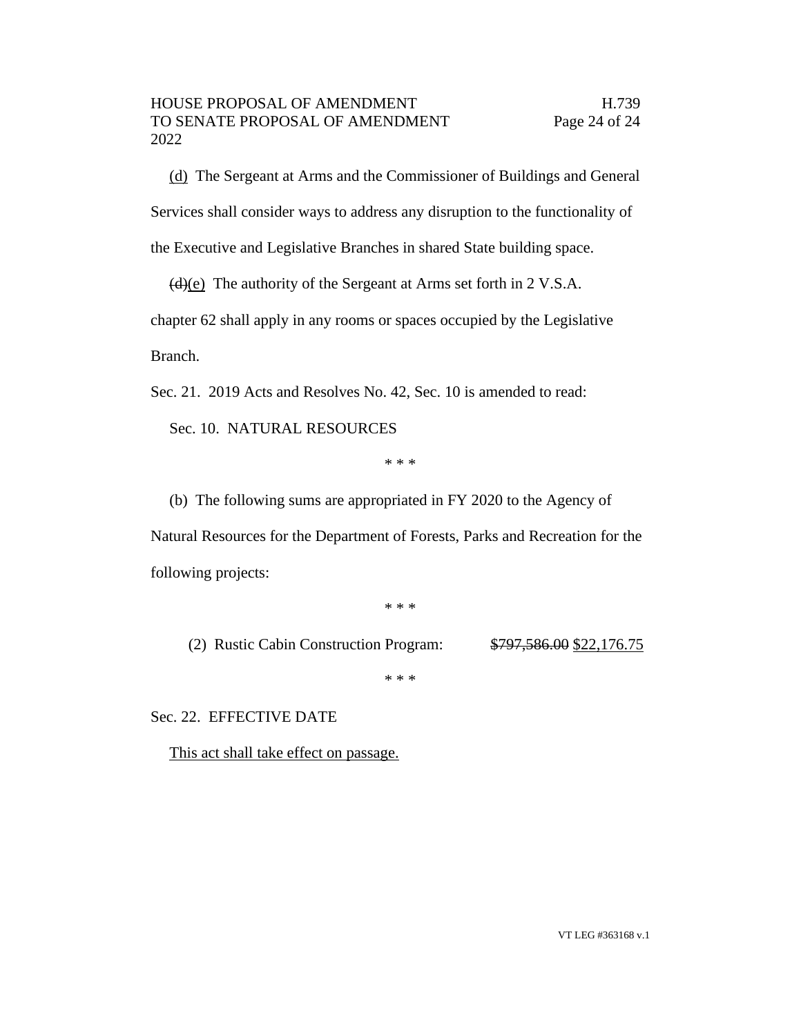(d) The Sergeant at Arms and the Commissioner of Buildings and General Services shall consider ways to address any disruption to the functionality of the Executive and Legislative Branches in shared State building space.

~~(d)~~(e) The authority of the Sergeant at Arms set forth in 2 V.S.A. chapter 62 shall apply in any rooms or spaces occupied by the Legislative Branch.

Sec. 21. 2019 Acts and Resolves No. 42, Sec. 10 is amended to read:

Sec. 10. NATURAL RESOURCES

\* \* \*

(b) The following sums are appropriated in FY 2020 to the Agency of Natural Resources for the Department of Forests, Parks and Recreation for the following projects:

\* \* \*

(2) Rustic Cabin Construction Program: ~~$797,586.00~~ $22,176.75

\* \* \*

Sec. 22. EFFECTIVE DATE

This act shall take effect on passage.